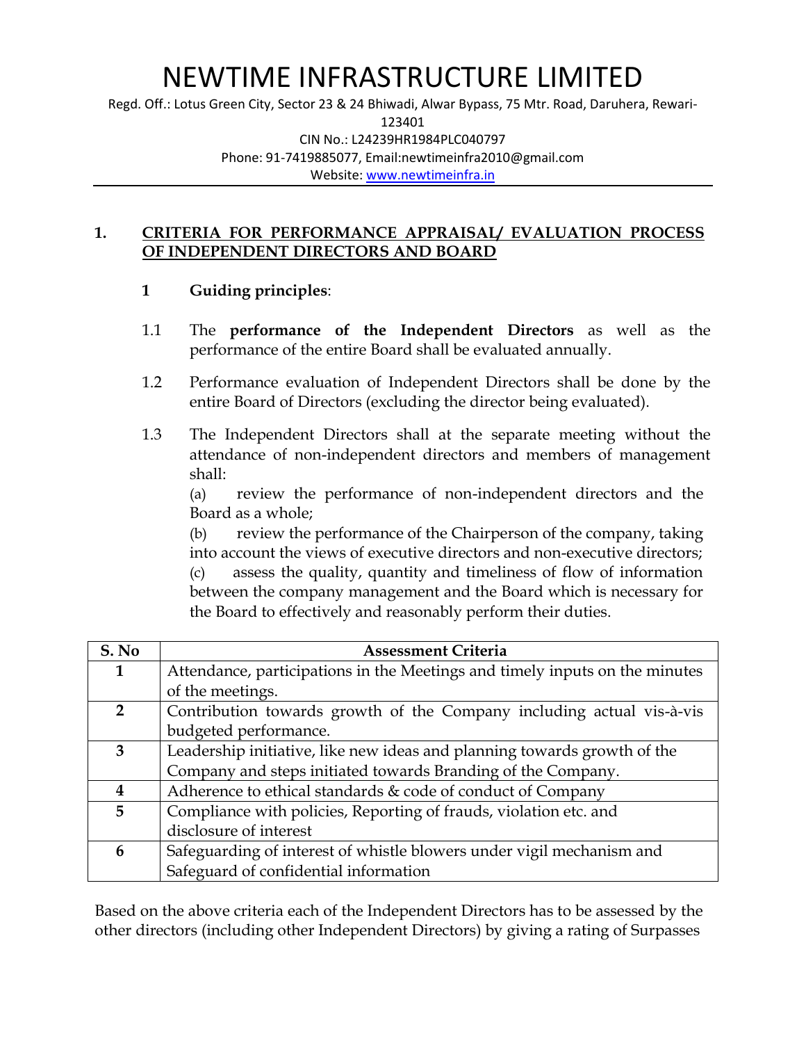# NEWTIME INFRASTRUCTURE LIMITED

Regd. Off.: Lotus Green City, Sector 23 & 24 Bhiwadi, Alwar Bypass, 75 Mtr. Road, Daruhera, Rewari-123401

CIN No.: L24239HR1984PLC040797

Phone: 91-7419885077, Email:newtimeinfra2010@gmail.com

Website: www.newtimeinfra.in

---

## 1. CRITERIA FOR PERFORMANCE APPRAISAL/ EVALUATION PROCESS OF INDEPENDENT DIRECTORS AND BOARD

### 1 Guiding principles:

1.1 The **performance of the Independent Directors** as well as the performance of the entire Board shall be evaluated annually.

1.2 Performance evaluation of Independent Directors shall be done by the entire Board of Directors (excluding the director being evaluated).

1.3 The Independent Directors shall at the separate meeting without the attendance of non-independent directors and members of management shall:

(a) review the performance of non-independent directors and the Board as a whole;

(b) review the performance of the Chairperson of the company, taking into account the views of executive directors and non-executive directors;

(c) assess the quality, quantity and timeliness of flow of information between the company management and the Board which is necessary for the Board to effectively and reasonably perform their duties.

| S. No | Assessment Criteria |
|---|---|
| 1 | Attendance, participations in the Meetings and timely inputs on the minutes of the meetings. |
| 2 | Contribution towards growth of the Company including actual vis-à-vis budgeted performance. |
| 3 | Leadership initiative, like new ideas and planning towards growth of the Company and steps initiated towards Branding of the Company. |
| 4 | Adherence to ethical standards & code of conduct of Company |
| 5 | Compliance with policies, Reporting of frauds, violation etc. and disclosure of interest |
| 6 | Safeguarding of interest of whistle blowers under vigil mechanism and Safeguard of confidential information |

Based on the above criteria each of the Independent Directors has to be assessed by the other directors (including other Independent Directors) by giving a rating of Surpasses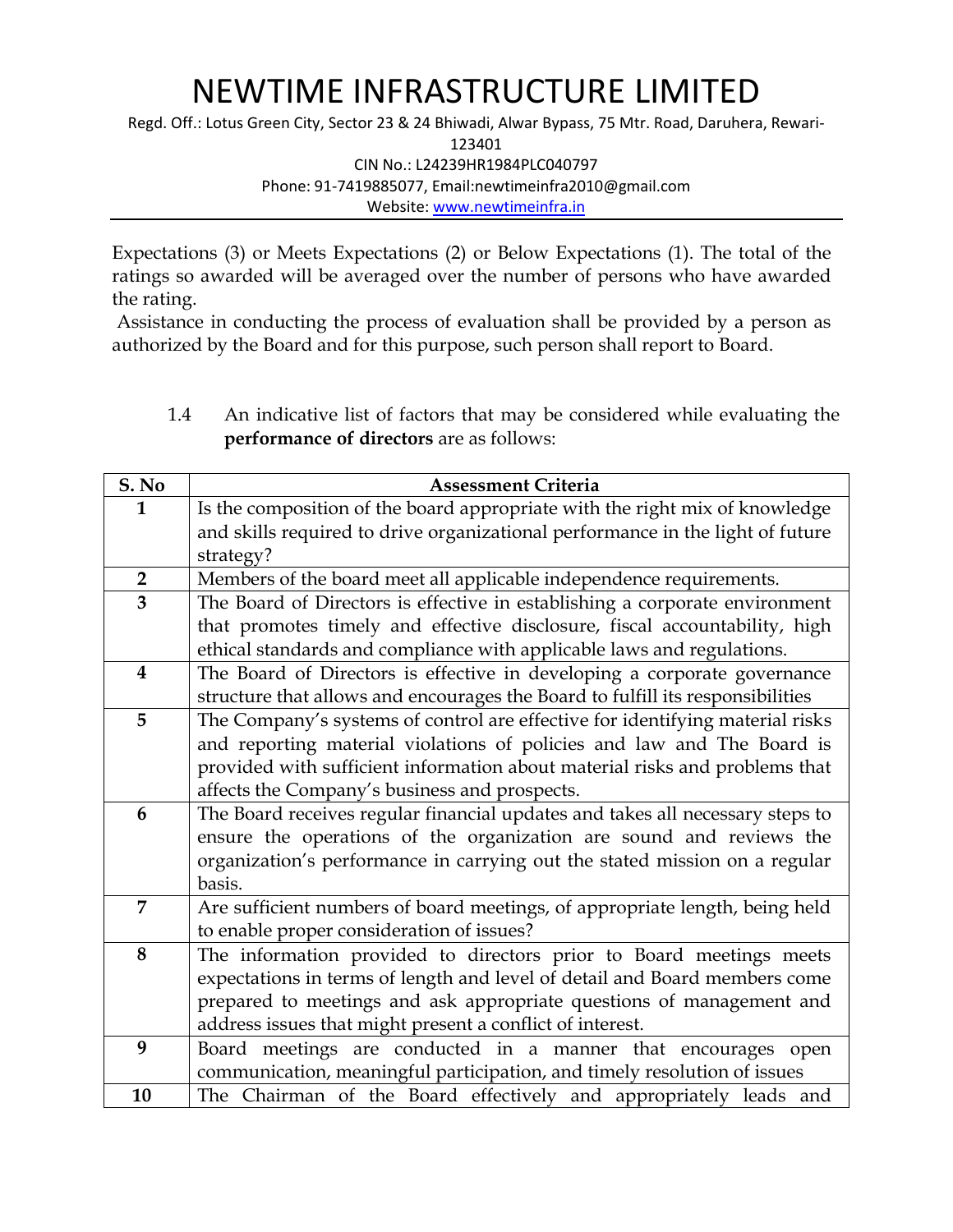Expectations (3) or Meets Expectations (2) or Below Expectations (1). The total of the ratings so awarded will be averaged over the number of persons who have awarded the rating.

Assistance in conducting the process of evaluation shall be provided by a person as authorized by the Board and for this purpose, such person shall report to Board.

1.4 An indicative list of factors that may be considered while evaluating the **performance of directors** are as follows:

| S. No | Assessment Criteria |
|---|---|
| 1 | Is the composition of the board appropriate with the right mix of knowledge and skills required to drive organizational performance in the light of future strategy? |
| 2 | Members of the board meet all applicable independence requirements. |
| 3 | The Board of Directors is effective in establishing a corporate environment that promotes timely and effective disclosure, fiscal accountability, high ethical standards and compliance with applicable laws and regulations. |
| 4 | The Board of Directors is effective in developing a corporate governance structure that allows and encourages the Board to fulfill its responsibilities |
| 5 | The Company's systems of control are effective for identifying material risks and reporting material violations of policies and law and The Board is provided with sufficient information about material risks and problems that affects the Company's business and prospects. |
| 6 | The Board receives regular financial updates and takes all necessary steps to ensure the operations of the organization are sound and reviews the organization's performance in carrying out the stated mission on a regular basis. |
| 7 | Are sufficient numbers of board meetings, of appropriate length, being held to enable proper consideration of issues? |
| 8 | The information provided to directors prior to Board meetings meets expectations in terms of length and level of detail and Board members come prepared to meetings and ask appropriate questions of management and address issues that might present a conflict of interest. |
| 9 | Board meetings are conducted in a manner that encourages open communication, meaningful participation, and timely resolution of issues |
| 10 | The Chairman of the Board effectively and appropriately leads and |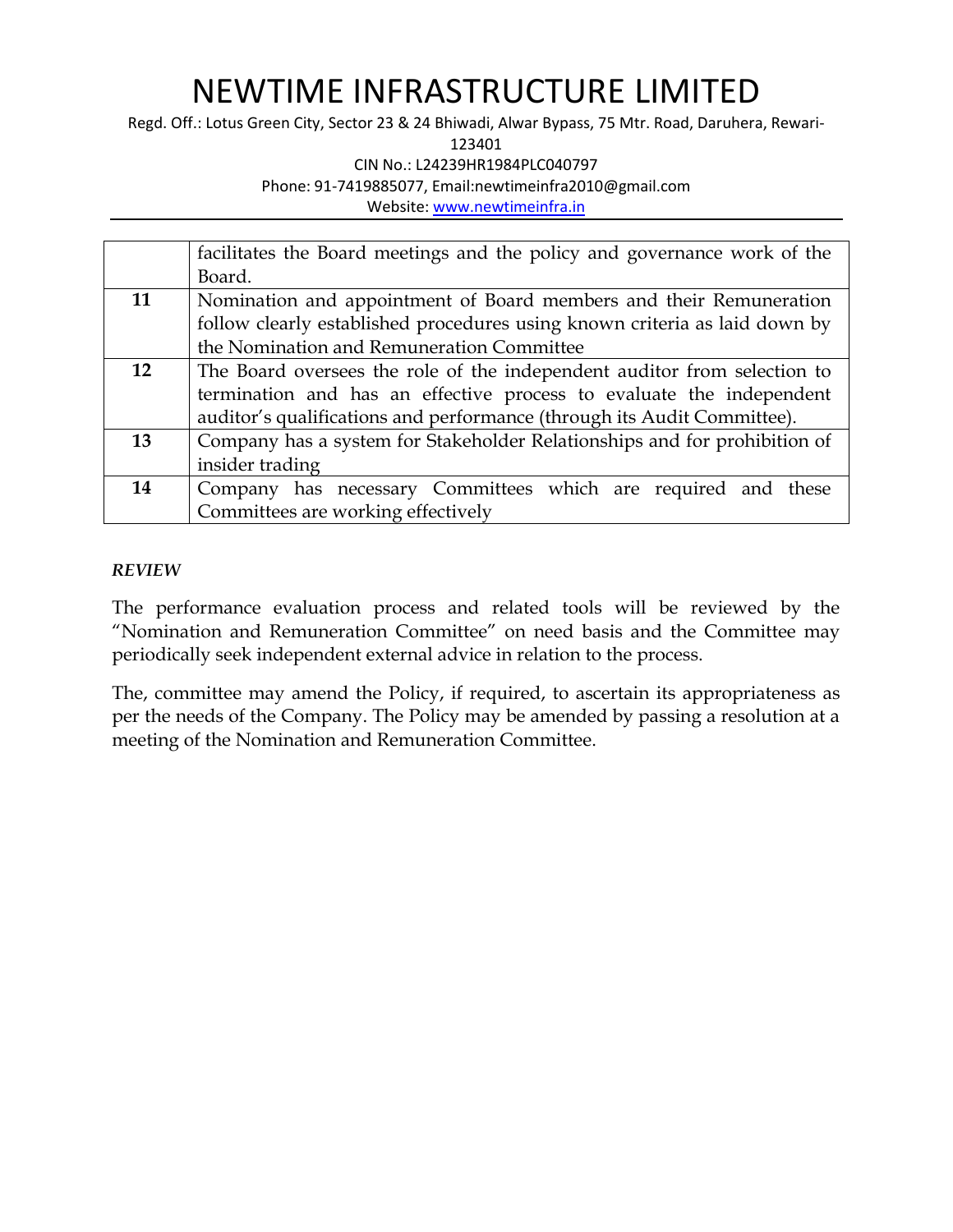| | |
|---|---|
| | facilitates the Board meetings and the policy and governance work of the Board. |
| **11** | Nomination and appointment of Board members and their Remuneration follow clearly established procedures using known criteria as laid down by the Nomination and Remuneration Committee |
| **12** | The Board oversees the role of the independent auditor from selection to termination and has an effective process to evaluate the independent auditor's qualifications and performance (through its Audit Committee). |
| **13** | Company has a system for Stakeholder Relationships and for prohibition of insider trading |
| **14** | Company has necessary Committees which are required and these Committees are working effectively |

***REVIEW***

The performance evaluation process and related tools will be reviewed by the "Nomination and Remuneration Committee" on need basis and the Committee may periodically seek independent external advice in relation to the process.

The, committee may amend the Policy, if required, to ascertain its appropriateness as per the needs of the Company. The Policy may be amended by passing a resolution at a meeting of the Nomination and Remuneration Committee.